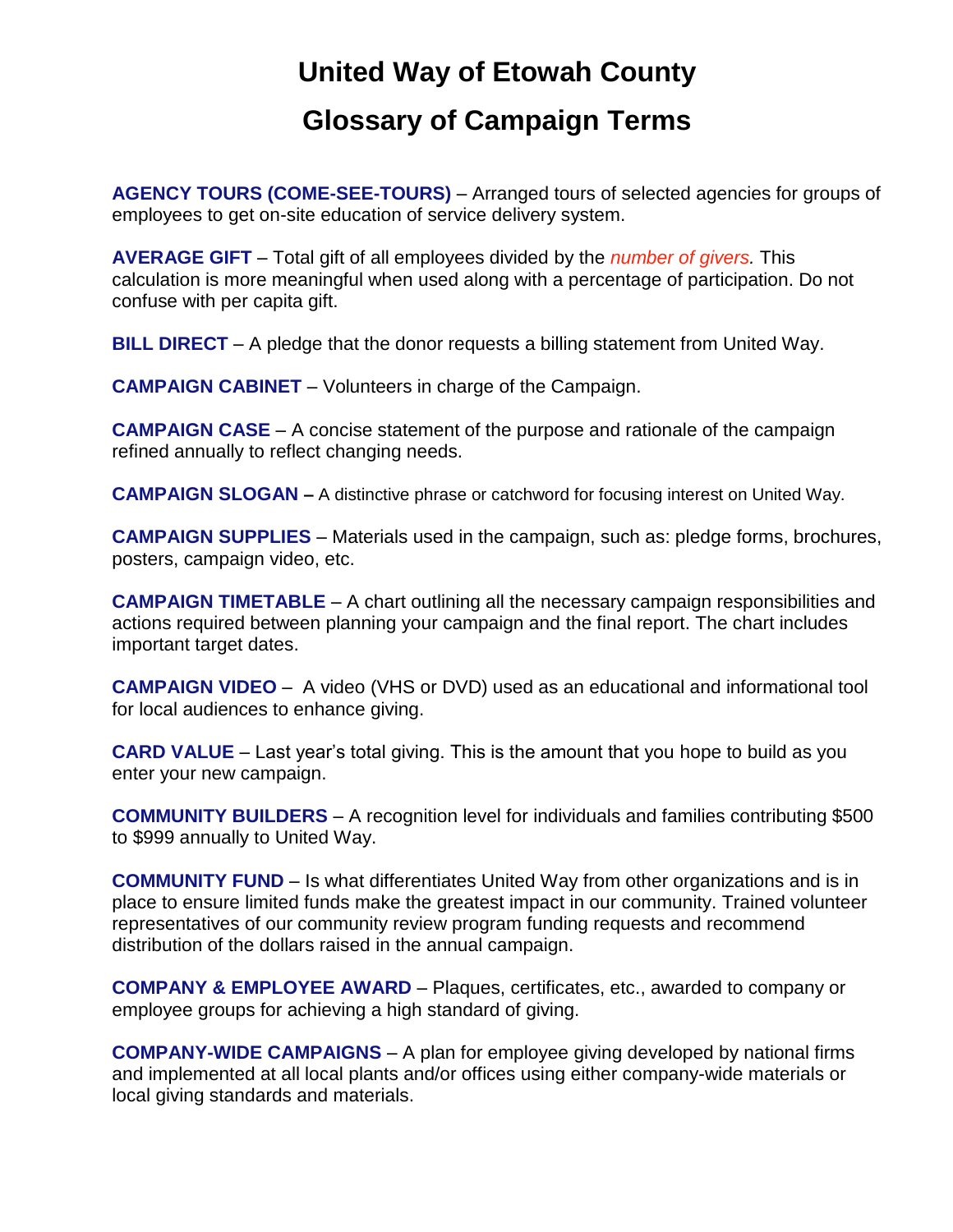# United Way of Etowah County

# Glossary of Campaign Terms

**AGENCY TOURS (COME-SEE-TOURS)** – Arranged tours of selected agencies for groups of employees to get on-site education of service delivery system.

**AVERAGE GIFT** – Total gift of all employees divided by the *number of givers.* This calculation is more meaningful when used along with a percentage of participation. Do not confuse with per capita gift.

**BILL DIRECT** – A pledge that the donor requests a billing statement from United Way.

**CAMPAIGN CABINET** – Volunteers in charge of the Campaign.

**CAMPAIGN CASE** – A concise statement of the purpose and rationale of the campaign refined annually to reflect changing needs.

**CAMPAIGN SLOGAN –** A distinctive phrase or catchword for focusing interest on United Way.

**CAMPAIGN SUPPLIES** – Materials used in the campaign, such as: pledge forms, brochures, posters, campaign video, etc.

**CAMPAIGN TIMETABLE** – A chart outlining all the necessary campaign responsibilities and actions required between planning your campaign and the final report. The chart includes important target dates.

**CAMPAIGN VIDEO** – A video (VHS or DVD) used as an educational and informational tool for local audiences to enhance giving.

**CARD VALUE** – Last year's total giving. This is the amount that you hope to build as you enter your new campaign.

**COMMUNITY BUILDERS** – A recognition level for individuals and families contributing $500 to $999 annually to United Way.

**COMMUNITY FUND** – Is what differentiates United Way from other organizations and is in place to ensure limited funds make the greatest impact in our community. Trained volunteer representatives of our community review program funding requests and recommend distribution of the dollars raised in the annual campaign.

**COMPANY & EMPLOYEE AWARD** – Plaques, certificates, etc., awarded to company or employee groups for achieving a high standard of giving.

**COMPANY-WIDE CAMPAIGNS** – A plan for employee giving developed by national firms and implemented at all local plants and/or offices using either company-wide materials or local giving standards and materials.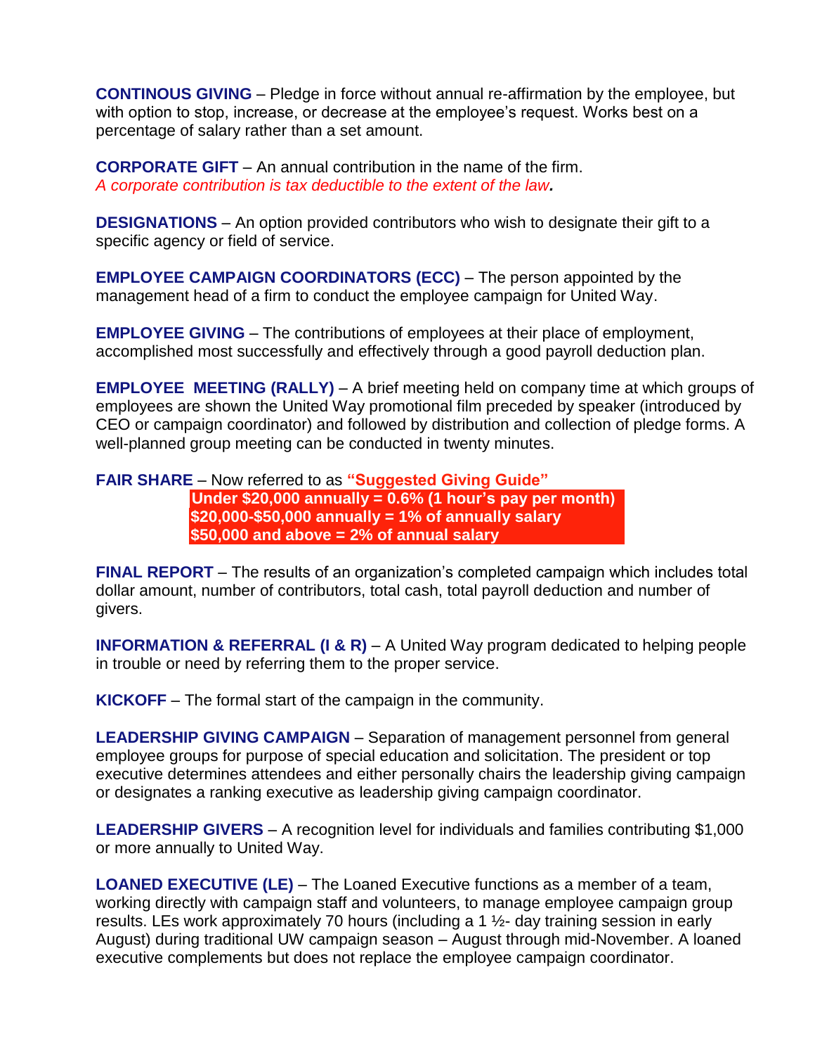**CONTINOUS GIVING** – Pledge in force without annual re-affirmation by the employee, but with option to stop, increase, or decrease at the employee's request. Works best on a percentage of salary rather than a set amount.

**CORPORATE GIFT** – An annual contribution in the name of the firm.
*A corporate contribution is tax deductible to the extent of the law.*

**DESIGNATIONS** – An option provided contributors who wish to designate their gift to a specific agency or field of service.

**EMPLOYEE CAMPAIGN COORDINATORS (ECC)** – The person appointed by the management head of a firm to conduct the employee campaign for United Way.

**EMPLOYEE GIVING** – The contributions of employees at their place of employment, accomplished most successfully and effectively through a good payroll deduction plan.

**EMPLOYEE MEETING (RALLY)** – A brief meeting held on company time at which groups of employees are shown the United Way promotional film preceded by speaker (introduced by CEO or campaign coordinator) and followed by distribution and collection of pledge forms. A well-planned group meeting can be conducted in twenty minutes.

**FAIR SHARE** – Now referred to as **"Suggested Giving Guide"**

**Under $20,000 annually = 0.6% (1 hour's pay per month)**
**$20,000-$50,000 annually = 1% of annually salary**
**$50,000 and above = 2% of annual salary**

**FINAL REPORT** – The results of an organization's completed campaign which includes total dollar amount, number of contributors, total cash, total payroll deduction and number of givers.

**INFORMATION & REFERRAL (I & R)** – A United Way program dedicated to helping people in trouble or need by referring them to the proper service.

**KICKOFF** – The formal start of the campaign in the community.

**LEADERSHIP GIVING CAMPAIGN** – Separation of management personnel from general employee groups for purpose of special education and solicitation. The president or top executive determines attendees and either personally chairs the leadership giving campaign or designates a ranking executive as leadership giving campaign coordinator.

**LEADERSHIP GIVERS** – A recognition level for individuals and families contributing $1,000 or more annually to United Way.

**LOANED EXECUTIVE (LE)** – The Loaned Executive functions as a member of a team, working directly with campaign staff and volunteers, to manage employee campaign group results. LEs work approximately 70 hours (including a 1 ½- day training session in early August) during traditional UW campaign season – August through mid-November. A loaned executive complements but does not replace the employee campaign coordinator.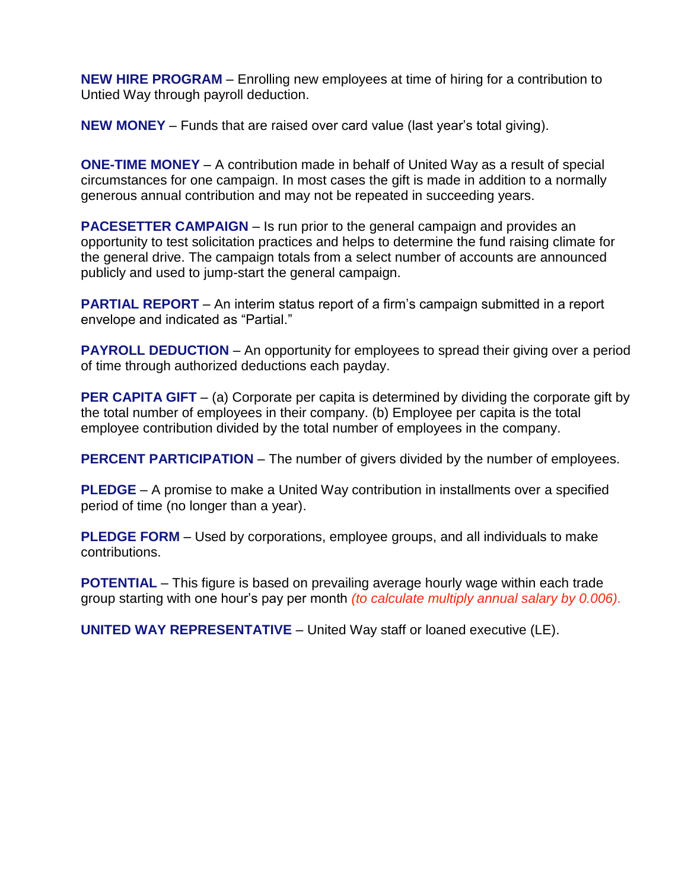**NEW HIRE PROGRAM** – Enrolling new employees at time of hiring for a contribution to Untied Way through payroll deduction.

**NEW MONEY** – Funds that are raised over card value (last year's total giving).

**ONE-TIME MONEY** – A contribution made in behalf of United Way as a result of special circumstances for one campaign. In most cases the gift is made in addition to a normally generous annual contribution and may not be repeated in succeeding years.

**PACESETTER CAMPAIGN** – Is run prior to the general campaign and provides an opportunity to test solicitation practices and helps to determine the fund raising climate for the general drive. The campaign totals from a select number of accounts are announced publicly and used to jump-start the general campaign.

**PARTIAL REPORT** – An interim status report of a firm's campaign submitted in a report envelope and indicated as "Partial."

**PAYROLL DEDUCTION** – An opportunity for employees to spread their giving over a period of time through authorized deductions each payday.

**PER CAPITA GIFT** – (a) Corporate per capita is determined by dividing the corporate gift by the total number of employees in their company. (b) Employee per capita is the total employee contribution divided by the total number of employees in the company.

**PERCENT PARTICIPATION** – The number of givers divided by the number of employees.

**PLEDGE** – A promise to make a United Way contribution in installments over a specified period of time (no longer than a year).

**PLEDGE FORM** – Used by corporations, employee groups, and all individuals to make contributions.

**POTENTIAL** – This figure is based on prevailing average hourly wage within each trade group starting with one hour's pay per month *(to calculate multiply annual salary by 0.006).*

**UNITED WAY REPRESENTATIVE** – United Way staff or loaned executive (LE).